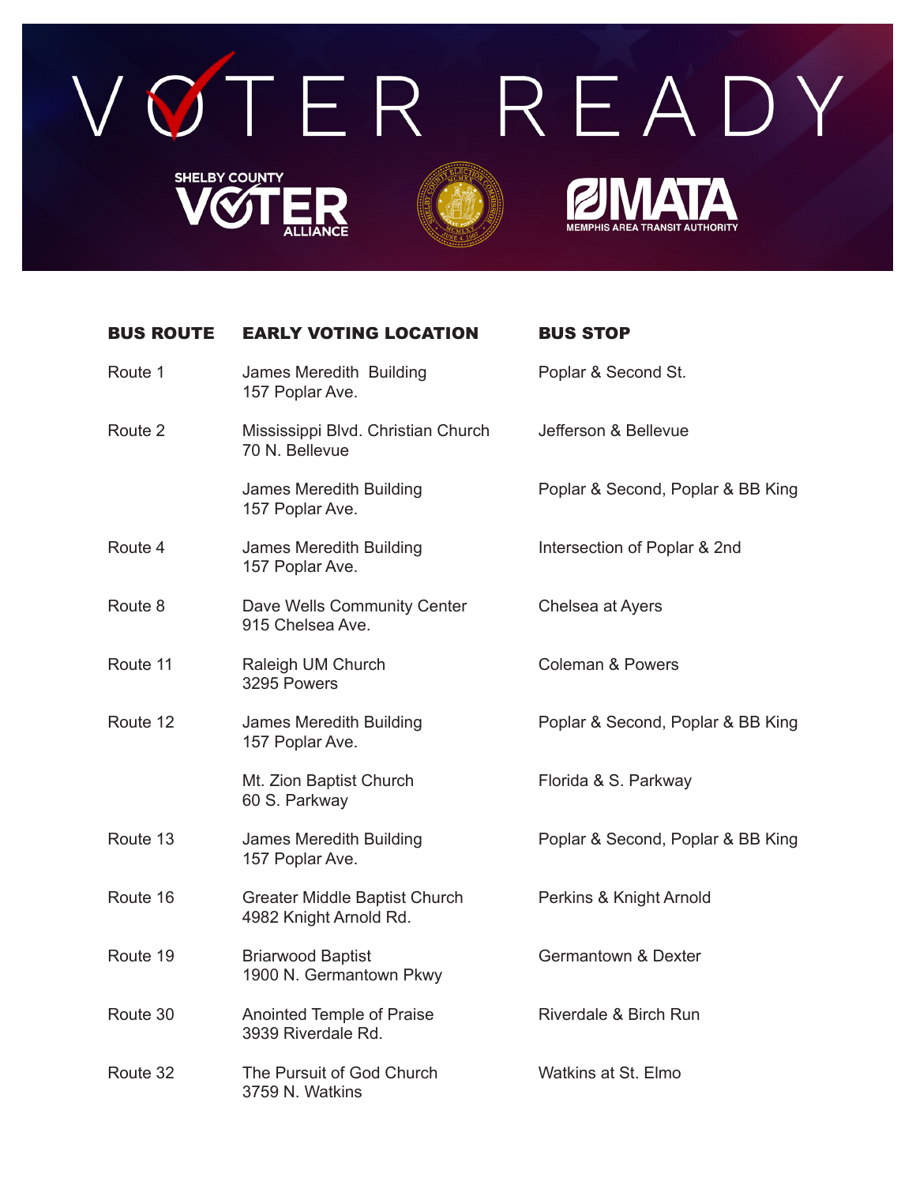# VOTER READY

SHELBY COUNTY VOTER ALLIANCE

MATA MEMPHIS AREA TRANSIT AUTHORITY

| BUS ROUTE | EARLY VOTING LOCATION | BUS STOP |
|---|---|---|
| Route 1 | James Meredith Building<br>157 Poplar Ave. | Poplar & Second St. |
| Route 2 | Mississippi Blvd. Christian Church<br>70 N. Bellevue | Jefferson & Bellevue |
| | James Meredith Building<br>157 Poplar Ave. | Poplar & Second, Poplar & BB King |
| Route 4 | James Meredith Building<br>157 Poplar Ave. | Intersection of Poplar & 2nd |
| Route 8 | Dave Wells Community Center<br>915 Chelsea Ave. | Chelsea at Ayers |
| Route 11 | Raleigh UM Church<br>3295 Powers | Coleman & Powers |
| Route 12 | James Meredith Building<br>157 Poplar Ave. | Poplar & Second, Poplar & BB King |
| | Mt. Zion Baptist Church<br>60 S. Parkway | Florida & S. Parkway |
| Route 13 | James Meredith Building<br>157 Poplar Ave. | Poplar & Second, Poplar & BB King |
| Route 16 | Greater Middle Baptist Church<br>4982 Knight Arnold Rd. | Perkins & Knight Arnold |
| Route 19 | Briarwood Baptist<br>1900 N. Germantown Pkwy | Germantown & Dexter |
| Route 30 | Anointed Temple of Praise<br>3939 Riverdale Rd. | Riverdale & Birch Run |
| Route 32 | The Pursuit of God Church<br>3759 N. Watkins | Watkins at St. Elmo |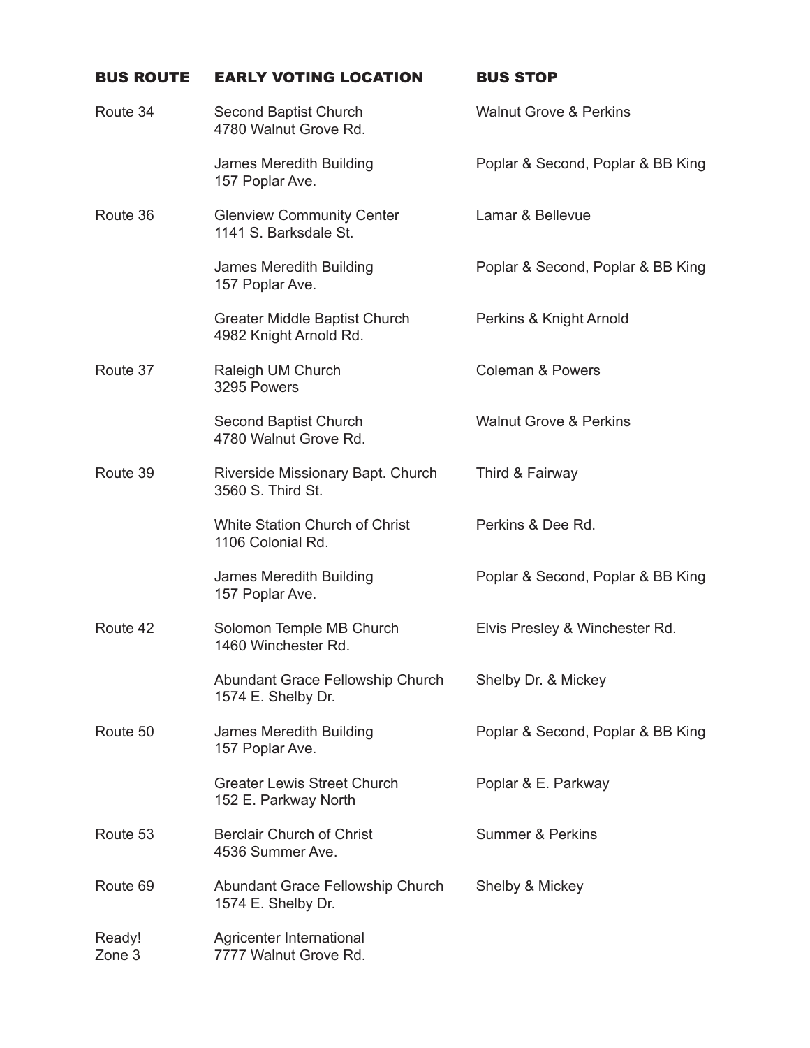| BUS ROUTE | EARLY VOTING LOCATION | BUS STOP |
|---|---|---|
| Route 34 | Second Baptist Church<br>4780 Walnut Grove Rd. | Walnut Grove & Perkins |
| | James Meredith Building<br>157 Poplar Ave. | Poplar & Second, Poplar & BB King |
| Route 36 | Glenview Community Center<br>1141 S. Barksdale St. | Lamar & Bellevue |
| | James Meredith Building<br>157 Poplar Ave. | Poplar & Second, Poplar & BB King |
| | Greater Middle Baptist Church<br>4982 Knight Arnold Rd. | Perkins & Knight Arnold |
| Route 37 | Raleigh UM Church<br>3295 Powers | Coleman & Powers |
| | Second Baptist Church<br>4780 Walnut Grove Rd. | Walnut Grove & Perkins |
| Route 39 | Riverside Missionary Bapt. Church<br>3560 S. Third St. | Third & Fairway |
| | White Station Church of Christ<br>1106 Colonial Rd. | Perkins & Dee Rd. |
| | James Meredith Building<br>157 Poplar Ave. | Poplar & Second, Poplar & BB King |
| Route 42 | Solomon Temple MB Church<br>1460 Winchester Rd. | Elvis Presley & Winchester Rd. |
| | Abundant Grace Fellowship Church<br>1574 E. Shelby Dr. | Shelby Dr. & Mickey |
| Route 50 | James Meredith Building<br>157 Poplar Ave. | Poplar & Second, Poplar & BB King |
| | Greater Lewis Street Church<br>152 E. Parkway North | Poplar & E. Parkway |
| Route 53 | Berclair Church of Christ<br>4536 Summer Ave. | Summer & Perkins |
| Route 69 | Abundant Grace Fellowship Church<br>1574 E. Shelby Dr. | Shelby & Mickey |
| Ready! Zone 3 | Agricenter International<br>7777 Walnut Grove Rd. | |